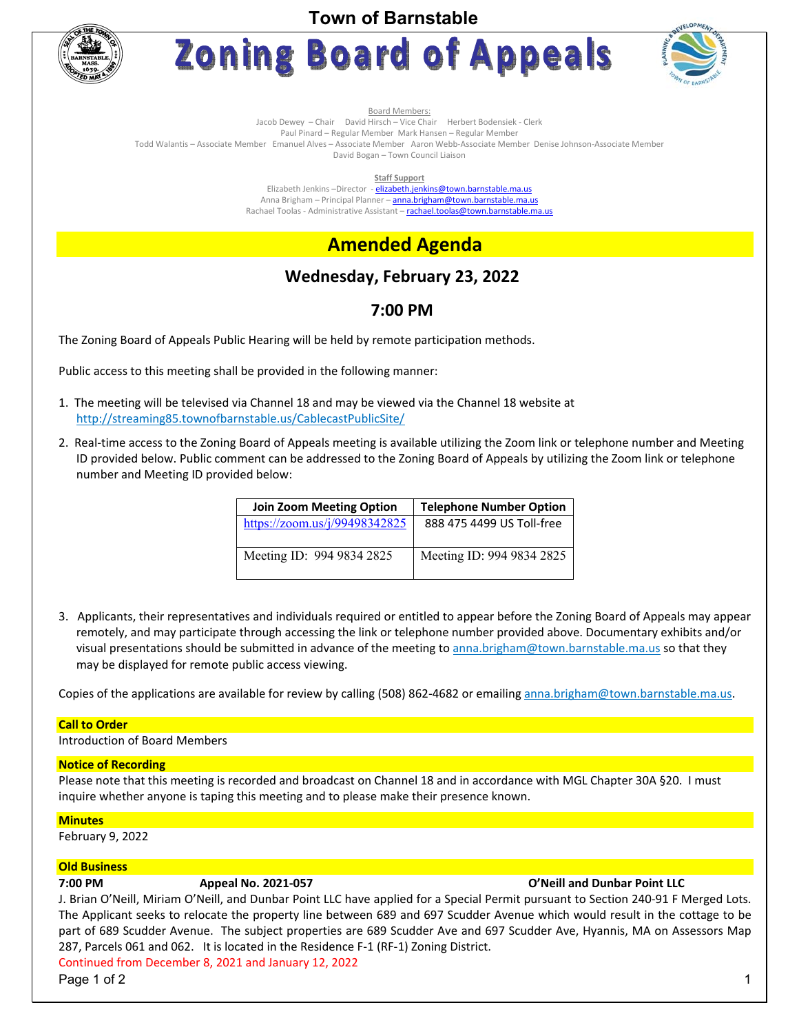Town of Barnstable

# Zoning Board of Appeals

Board Members:
Jacob Dewey – Chair David Hirsch – Vice Chair Herbert Bodensiek - Clerk
Paul Pinard – Regular Member Mark Hansen – Regular Member
Todd Walantis – Associate Member Emanuel Alves – Associate Member Aaron Webb-Associate Member Denise Johnson-Associate Member
David Bogan – Town Council Liaison

**Staff Support**
Elizabeth Jenkins –Director - elizabeth.jenkins@town.barnstable.ma.us
Anna Brigham – Principal Planner – anna.brigham@town.barnstable.ma.us
Rachael Toolas - Administrative Assistant – rachael.toolas@town.barnstable.ma.us

## Amended Agenda

### Wednesday, February 23, 2022

### 7:00 PM

The Zoning Board of Appeals Public Hearing will be held by remote participation methods.

Public access to this meeting shall be provided in the following manner:

1. The meeting will be televised via Channel 18 and may be viewed via the Channel 18 website at http://streaming85.townofbarnstable.us/CablecastPublicSite/
2. Real-time access to the Zoning Board of Appeals meeting is available utilizing the Zoom link or telephone number and Meeting ID provided below. Public comment can be addressed to the Zoning Board of Appeals by utilizing the Zoom link or telephone number and Meeting ID provided below:

| Join Zoom Meeting Option | Telephone Number Option |
|---|---|
| https://zoom.us/j/99498342825 | 888 475 4499 US Toll-free |
| Meeting ID: 994 9834 2825 | Meeting ID: 994 9834 2825 |

3. Applicants, their representatives and individuals required or entitled to appear before the Zoning Board of Appeals may appear remotely, and may participate through accessing the link or telephone number provided above. Documentary exhibits and/or visual presentations should be submitted in advance of the meeting to anna.brigham@town.barnstable.ma.us so that they may be displayed for remote public access viewing.

Copies of the applications are available for review by calling (508) 862-4682 or emailing anna.brigham@town.barnstable.ma.us.

**Call to Order**
Introduction of Board Members

**Notice of Recording**
Please note that this meeting is recorded and broadcast on Channel 18 and in accordance with MGL Chapter 30A §20. I must inquire whether anyone is taping this meeting and to please make their presence known.

**Minutes**
February 9, 2022

**Old Business**

**7:00 PM** **Appeal No. 2021-057** **O'Neill and Dunbar Point LLC**

J. Brian O'Neill, Miriam O'Neill, and Dunbar Point LLC have applied for a Special Permit pursuant to Section 240-91 F Merged Lots. The Applicant seeks to relocate the property line between 689 and 697 Scudder Avenue which would result in the cottage to be part of 689 Scudder Avenue. The subject properties are 689 Scudder Ave and 697 Scudder Ave, Hyannis, MA on Assessors Map 287, Parcels 061 and 062. It is located in the Residence F-1 (RF-1) Zoning District.
Continued from December 8, 2021 and January 12, 2022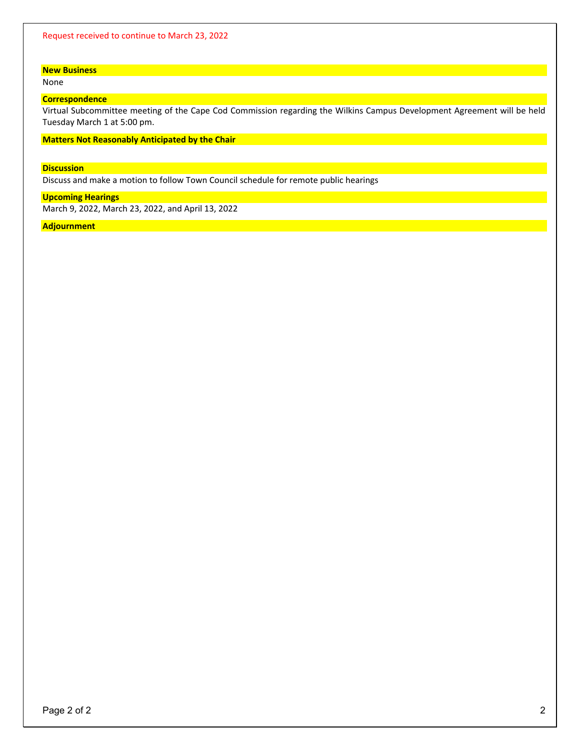Request received to continue to March 23, 2022

## New Business

None

## Correspondence

Virtual Subcommittee meeting of the Cape Cod Commission regarding the Wilkins Campus Development Agreement will be held Tuesday March 1 at 5:00 pm.

## Matters Not Reasonably Anticipated by the Chair

## Discussion

Discuss and make a motion to follow Town Council schedule for remote public hearings

## Upcoming Hearings

March 9, 2022, March 23, 2022, and April 13, 2022

## Adjournment